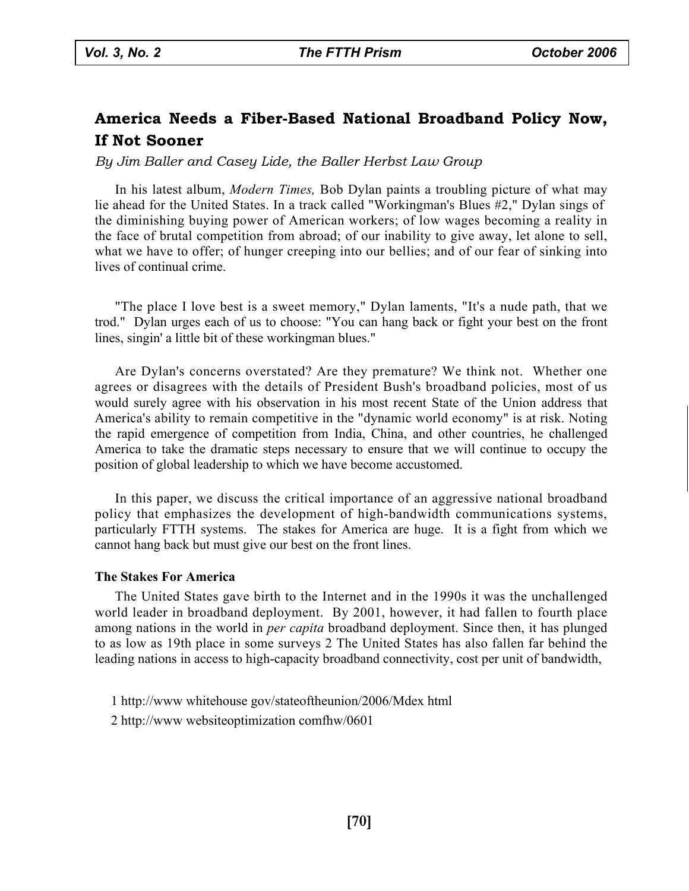# America Needs a Fiber-Based National Broadband Policy Now, If Not Sooner

*By Jim Baller and Casey Lide, the Baller Herbst Law Group*

In his latest album, *Modern Times,* Bob Dylan paints a troubling picture of what may lie ahead for the United States. In a track called "Workingman's Blues #2," Dylan sings of the diminishing buying power of American workers; of low wages becoming a reality in the face of brutal competition from abroad; of our inability to give away, let alone to sell, what we have to offer; of hunger creeping into our bellies; and of our fear of sinking into lives of continual crime.

"The place I love best is a sweet memory," Dylan laments, "It's a nude path, that we trod." Dylan urges each of us to choose: "You can hang back or fight your best on the front lines, singin' a little bit of these workingman blues."

Are Dylan's concerns overstated? Are they premature? We think not. Whether one agrees or disagrees with the details of President Bush's broadband policies, most of us would surely agree with his observation in his most recent State of the Union address that America's ability to remain competitive in the "dynamic world economy" is at risk. Noting the rapid emergence of competition from India, China, and other countries, he challenged America to take the dramatic steps necessary to ensure that we will continue to occupy the position of global leadership to which we have become accustomed.

In this paper, we discuss the critical importance of an aggressive national broadband policy that emphasizes the development of high-bandwidth communications systems, particularly FTTH systems. The stakes for America are huge. It is a fight from which we cannot hang back but must give our best on the front lines.

**The Stakes For America**

The United States gave birth to the Internet and in the 1990s it was the unchallenged world leader in broadband deployment. By 2001, however, it had fallen to fourth place among nations in the world in *per capita* broadband deployment. Since then, it has plunged to as low as 19th place in some surveys 2 The United States has also fallen far behind the leading nations in access to high-capacity broadband connectivity, cost per unit of bandwidth,

1 http://www whitehouse gov/stateoftheunion/2006/Mdex html

2 http://www websiteoptimization comfhw/0601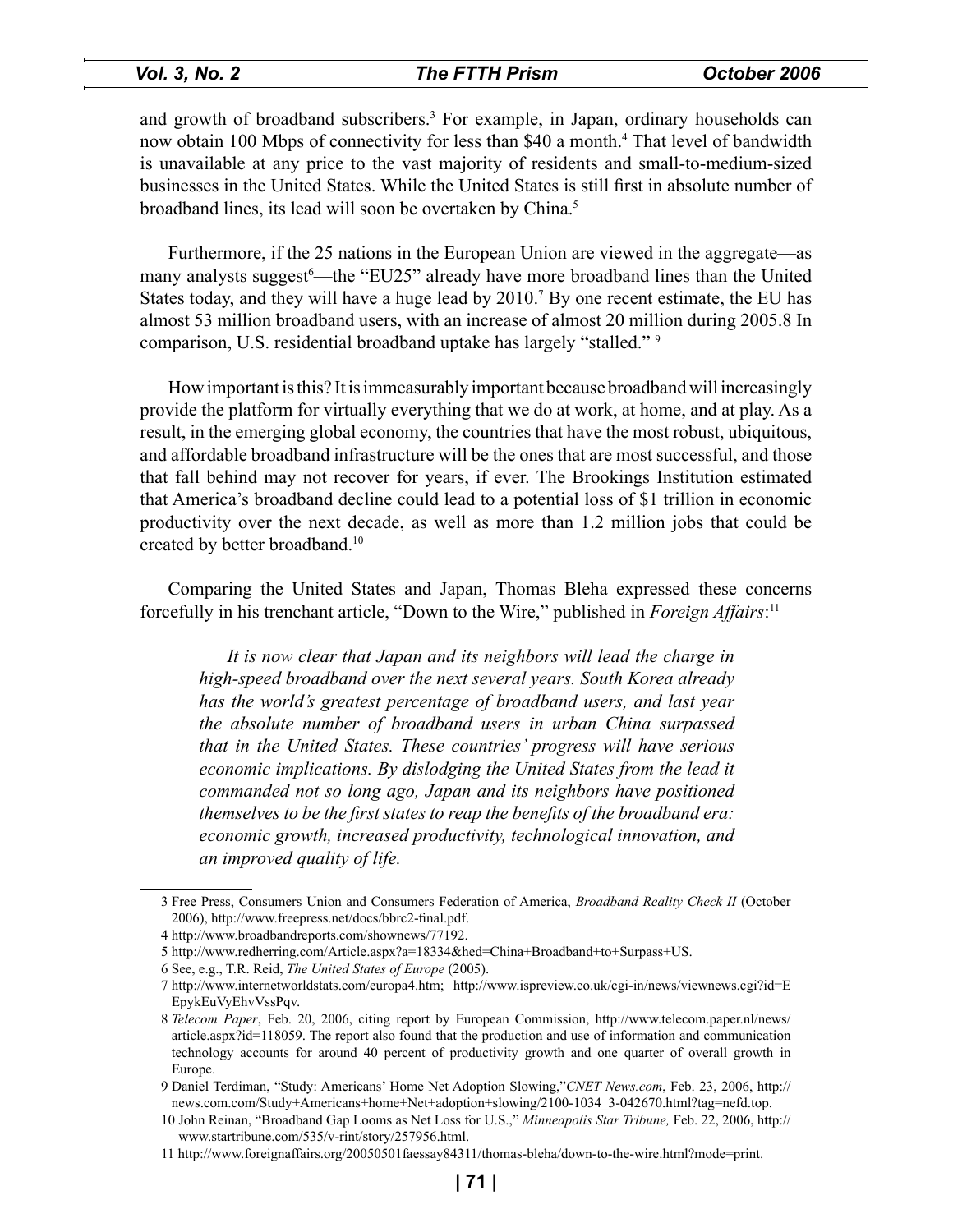and growth of broadband subscribers.[3] For example, in Japan, ordinary households can now obtain 100 Mbps of connectivity for less than $40 a month.[4] That level of bandwidth is unavailable at any price to the vast majority of residents and small-to-medium-sized businesses in the United States. While the United States is still first in absolute number of broadband lines, its lead will soon be overtaken by China.[5]

Furthermore, if the 25 nations in the European Union are viewed in the aggregate—as many analysts suggest[6]—the "EU25" already have more broadband lines than the United States today, and they will have a huge lead by 2010.[7] By one recent estimate, the EU has almost 53 million broadband users, with an increase of almost 20 million during 2005.8 In comparison, U.S. residential broadband uptake has largely "stalled." [9]

How important is this? It is immeasurably important because broadband will increasingly provide the platform for virtually everything that we do at work, at home, and at play. As a result, in the emerging global economy, the countries that have the most robust, ubiquitous, and affordable broadband infrastructure will be the ones that are most successful, and those that fall behind may not recover for years, if ever. The Brookings Institution estimated that America's broadband decline could lead to a potential loss of $1 trillion in economic productivity over the next decade, as well as more than 1.2 million jobs that could be created by better broadband.[10]

Comparing the United States and Japan, Thomas Bleha expressed these concerns forcefully in his trenchant article, "Down to the Wire," published in *Foreign Affairs*:[11]

> *It is now clear that Japan and its neighbors will lead the charge in high-speed broadband over the next several years. South Korea already has the world's greatest percentage of broadband users, and last year the absolute number of broadband users in urban China surpassed that in the United States. These countries' progress will have serious economic implications. By dislodging the United States from the lead it commanded not so long ago, Japan and its neighbors have positioned themselves to be the first states to reap the benefits of the broadband era: economic growth, increased productivity, technological innovation, and an improved quality of life.*

---

3 Free Press, Consumers Union and Consumers Federation of America, *Broadband Reality Check II* (October 2006), http://www.freepress.net/docs/bbrc2-final.pdf.

4 http://www.broadbandreports.com/shownews/77192.

5 http://www.redherring.com/Article.aspx?a=18334&hed=China+Broadband+to+Surpass+US.

6 See, e.g., T.R. Reid, *The United States of Europe* (2005).

7 http://www.internetworldstats.com/europa4.htm; http://www.ispreview.co.uk/cgi-in/news/viewnews.cgi?id=EEpykEuVyEhvVssPqv.

8 *Telecom Paper*, Feb. 20, 2006, citing report by European Commission, http://www.telecom.paper.nl/news/article.aspx?id=118059. The report also found that the production and use of information and communication technology accounts for around 40 percent of productivity growth and one quarter of overall growth in Europe.

9 Daniel Terdiman, "Study: Americans' Home Net Adoption Slowing,"*CNET News.com*, Feb. 23, 2006, http://news.com.com/Study+Americans+home+Net+adoption+slowing/2100-1034_3-042670.html?tag=nefd.top.

10 John Reinan, "Broadband Gap Looms as Net Loss for U.S.," *Minneapolis Star Tribune,* Feb. 22, 2006, http://www.startribune.com/535/v-rint/story/257956.html.

11 http://www.foreignaffairs.org/20050501faessay84311/thomas-bleha/down-to-the-wire.html?mode=print.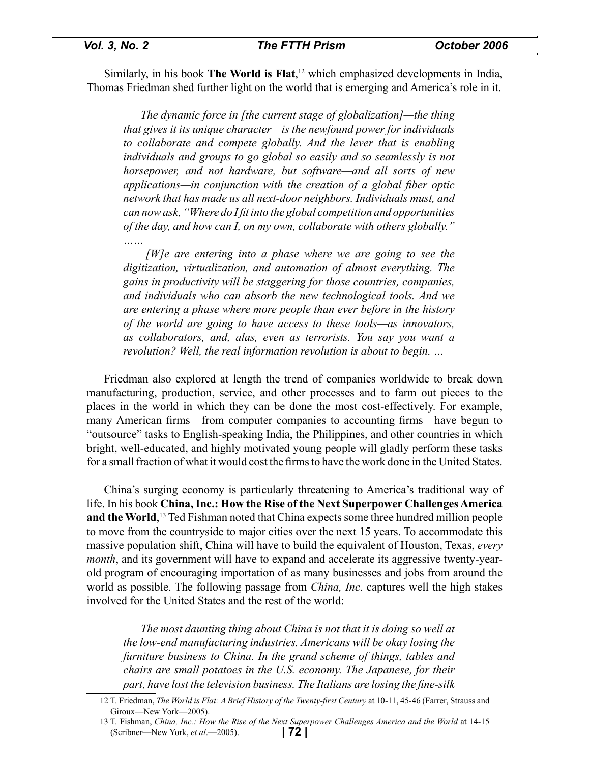Similarly, in his book **The World is Flat**,[12] which emphasized developments in India, Thomas Friedman shed further light on the world that is emerging and America's role in it.

> *The dynamic force in [the current stage of globalization]—the thing that gives it its unique character—is the newfound power for individuals to collaborate and compete globally. And the lever that is enabling individuals and groups to go global so easily and so seamlessly is not horsepower, and not hardware, but software—and all sorts of new applications—in conjunction with the creation of a global fiber optic network that has made us all next-door neighbors. Individuals must, and can now ask, "Where do I fit into the global competition and opportunities of the day, and how can I, on my own, collaborate with others globally."*
>
> *……*
>
> *[W]e are entering into a phase where we are going to see the digitization, virtualization, and automation of almost everything. The gains in productivity will be staggering for those countries, companies, and individuals who can absorb the new technological tools. And we are entering a phase where more people than ever before in the history of the world are going to have access to these tools—as innovators, as collaborators, and, alas, even as terrorists. You say you want a revolution? Well, the real information revolution is about to begin. …*

Friedman also explored at length the trend of companies worldwide to break down manufacturing, production, service, and other processes and to farm out pieces to the places in the world in which they can be done the most cost-effectively. For example, many American firms—from computer companies to accounting firms—have begun to "outsource" tasks to English-speaking India, the Philippines, and other countries in which bright, well-educated, and highly motivated young people will gladly perform these tasks for a small fraction of what it would cost the firms to have the work done in the United States.

China's surging economy is particularly threatening to America's traditional way of life. In his book **China, Inc.: How the Rise of the Next Superpower Challenges America and the World**,[13] Ted Fishman noted that China expects some three hundred million people to move from the countryside to major cities over the next 15 years. To accommodate this massive population shift, China will have to build the equivalent of Houston, Texas, *every month*, and its government will have to expand and accelerate its aggressive twenty-year-old program of encouraging importation of as many businesses and jobs from around the world as possible. The following passage from *China, Inc*. captures well the high stakes involved for the United States and the rest of the world:

> *The most daunting thing about China is not that it is doing so well at the low-end manufacturing industries. Americans will be okay losing the furniture business to China. In the grand scheme of things, tables and chairs are small potatoes in the U.S. economy. The Japanese, for their part, have lost the television business. The Italians are losing the fine-silk*

---

12 T. Friedman, *The World is Flat: A Brief History of the Twenty-first Century* at 10-11, 45-46 (Farrer, Strauss and Giroux—New York—2005).

13 T. Fishman, *China, Inc.: How the Rise of the Next Superpower Challenges America and the World* at 14-15 (Scribner—New York, *et al*.—2005).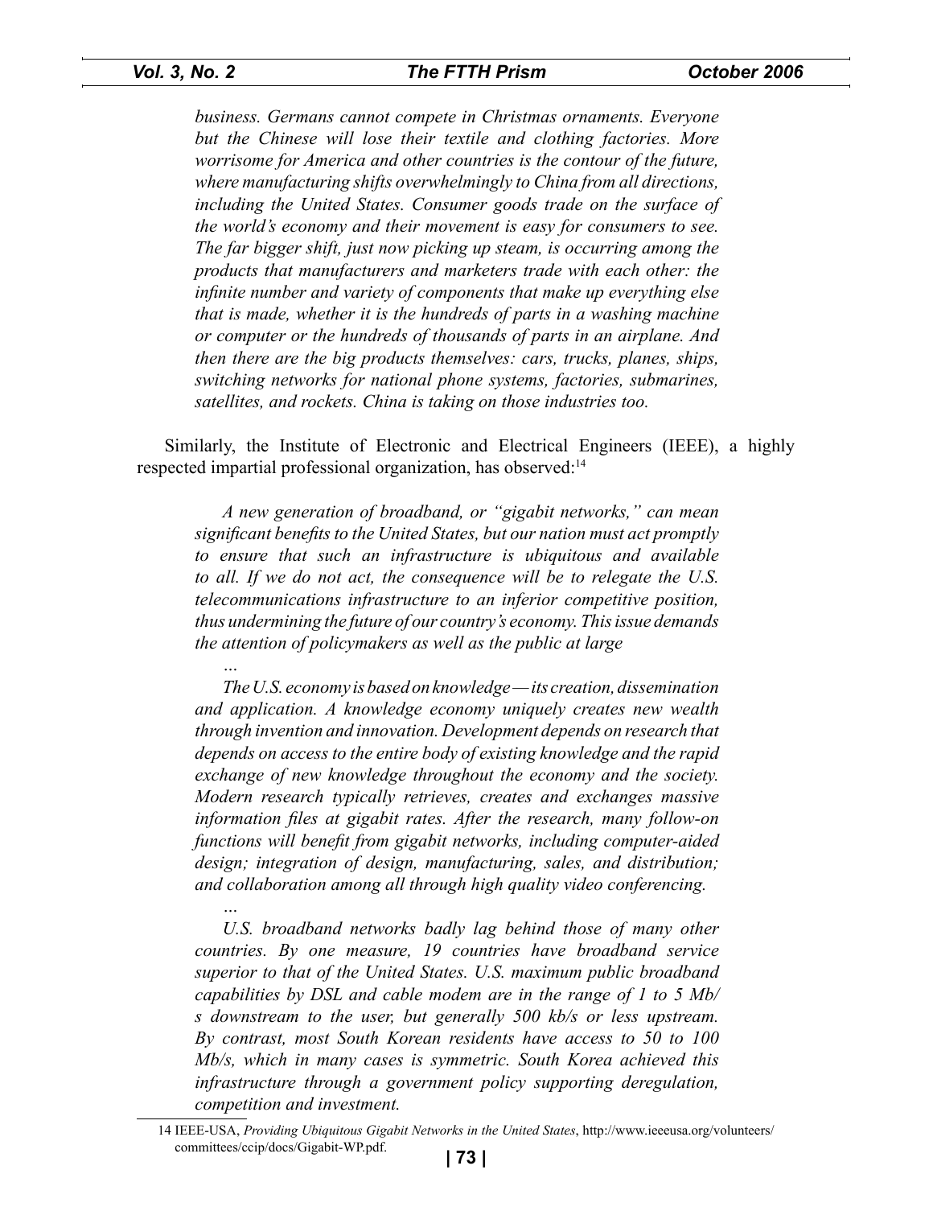*business. Germans cannot compete in Christmas ornaments. Everyone but the Chinese will lose their textile and clothing factories. More worrisome for America and other countries is the contour of the future, where manufacturing shifts overwhelmingly to China from all directions, including the United States. Consumer goods trade on the surface of the world's economy and their movement is easy for consumers to see. The far bigger shift, just now picking up steam, is occurring among the products that manufacturers and marketers trade with each other: the infinite number and variety of components that make up everything else that is made, whether it is the hundreds of parts in a washing machine or computer or the hundreds of thousands of parts in an airplane. And then there are the big products themselves: cars, trucks, planes, ships, switching networks for national phone systems, factories, submarines, satellites, and rockets. China is taking on those industries too.*

Similarly, the Institute of Electronic and Electrical Engineers (IEEE), a highly respected impartial professional organization, has observed:[14]

> *A new generation of broadband, or "gigabit networks," can mean significant benefits to the United States, but our nation must act promptly to ensure that such an infrastructure is ubiquitous and available to all. If we do not act, the consequence will be to relegate the U.S. telecommunications infrastructure to an inferior competitive position, thus undermining the future of our country's economy. This issue demands the attention of policymakers as well as the public at large*
>
> *…*
>
> *The U.S. economy is based on knowledge — its creation, dissemination and application. A knowledge economy uniquely creates new wealth through invention and innovation. Development depends on research that depends on access to the entire body of existing knowledge and the rapid exchange of new knowledge throughout the economy and the society. Modern research typically retrieves, creates and exchanges massive information files at gigabit rates. After the research, many follow-on functions will benefit from gigabit networks, including computer-aided design; integration of design, manufacturing, sales, and distribution; and collaboration among all through high quality video conferencing.*
>
> *…*
>
> *U.S. broadband networks badly lag behind those of many other countries. By one measure, 19 countries have broadband service superior to that of the United States. U.S. maximum public broadband capabilities by DSL and cable modem are in the range of 1 to 5 Mb/s downstream to the user, but generally 500 kb/s or less upstream. By contrast, most South Korean residents have access to 50 to 100 Mb/s, which in many cases is symmetric. South Korea achieved this infrastructure through a government policy supporting deregulation, competition and investment.*

---

14 IEEE-USA, *Providing Ubiquitous Gigabit Networks in the United States*, http://www.ieeeusa.org/volunteers/committees/ccip/docs/Gigabit-WP.pdf.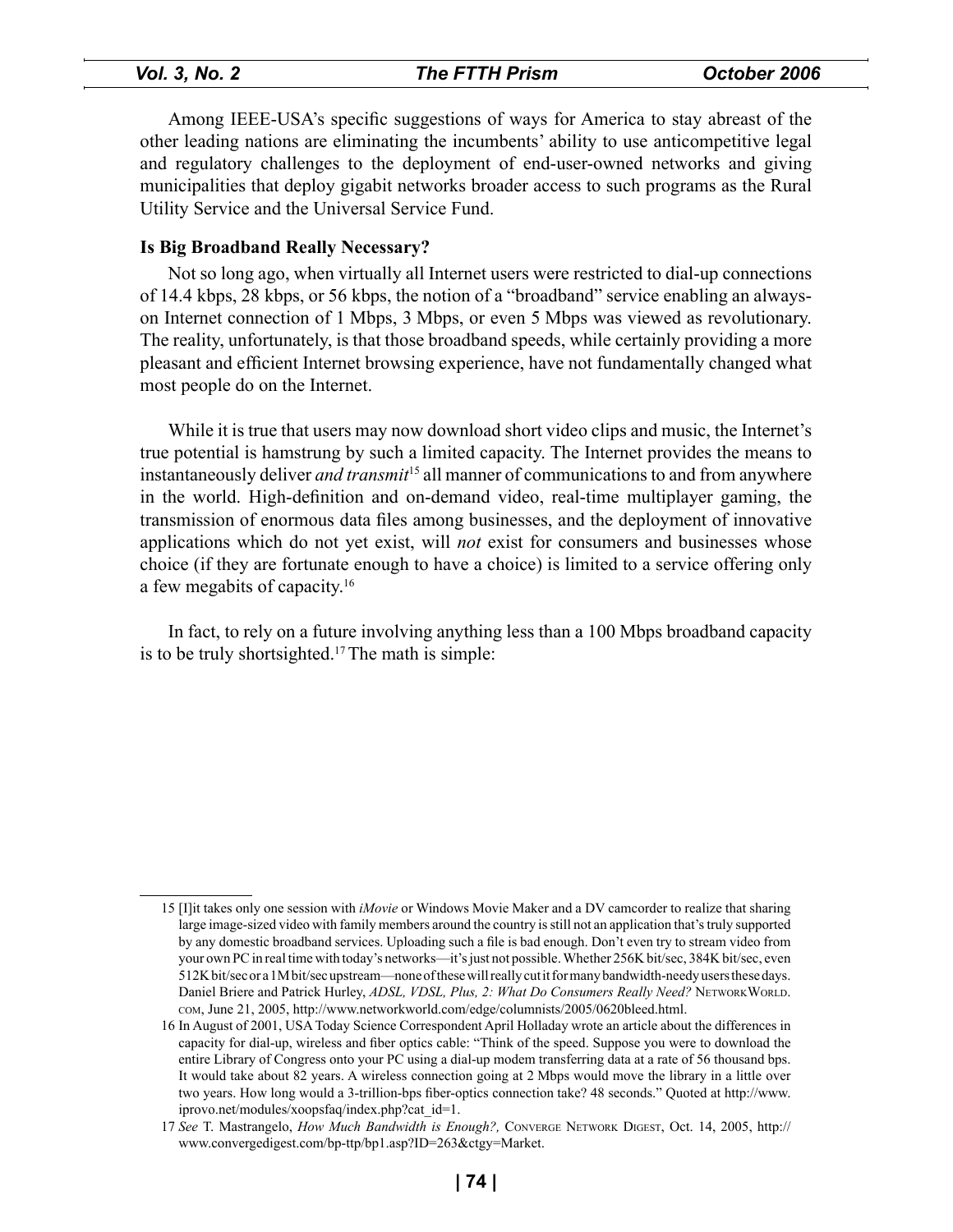Among IEEE-USA's specific suggestions of ways for America to stay abreast of the other leading nations are eliminating the incumbents' ability to use anticompetitive legal and regulatory challenges to the deployment of end-user-owned networks and giving municipalities that deploy gigabit networks broader access to such programs as the Rural Utility Service and the Universal Service Fund.

**Is Big Broadband Really Necessary?**

Not so long ago, when virtually all Internet users were restricted to dial-up connections of 14.4 kbps, 28 kbps, or 56 kbps, the notion of a "broadband" service enabling an always-on Internet connection of 1 Mbps, 3 Mbps, or even 5 Mbps was viewed as revolutionary. The reality, unfortunately, is that those broadband speeds, while certainly providing a more pleasant and efficient Internet browsing experience, have not fundamentally changed what most people do on the Internet.

While it is true that users may now download short video clips and music, the Internet's true potential is hamstrung by such a limited capacity. The Internet provides the means to instantaneously deliver *and transmit*[15] all manner of communications to and from anywhere in the world. High-definition and on-demand video, real-time multiplayer gaming, the transmission of enormous data files among businesses, and the deployment of innovative applications which do not yet exist, will *not* exist for consumers and businesses whose choice (if they are fortunate enough to have a choice) is limited to a service offering only a few megabits of capacity.[16]

In fact, to rely on a future involving anything less than a 100 Mbps broadband capacity is to be truly shortsighted.[17] The math is simple:

---

15 [I]t takes only one session with *iMovie* or Windows Movie Maker and a DV camcorder to realize that sharing large image-sized video with family members around the country is still not an application that's truly supported by any domestic broadband services. Uploading such a file is bad enough. Don't even try to stream video from your own PC in real time with today's networks—it's just not possible. Whether 256K bit/sec, 384K bit/sec, even 512K bit/sec or a 1M bit/sec upstream—none of these will really cut it for many bandwidth-needy users these days. Daniel Briere and Patrick Hurley, *ADSL, VDSL, Plus, 2: What Do Consumers Really Need?* NetworkWorld.com, June 21, 2005, http://www.networkworld.com/edge/columnists/2005/0620bleed.html.

16 In August of 2001, USA Today Science Correspondent April Holladay wrote an article about the differences in capacity for dial-up, wireless and fiber optics cable: "Think of the speed. Suppose you were to download the entire Library of Congress onto your PC using a dial-up modem transferring data at a rate of 56 thousand bps. It would take about 82 years. A wireless connection going at 2 Mbps would move the library in a little over two years. How long would a 3-trillion-bps fiber-optics connection take? 48 seconds." Quoted at http://www.iprovo.net/modules/xoopsfaq/index.php?cat_id=1.

17 *See* T. Mastrangelo, *How Much Bandwidth is Enough?,* Converge Network Digest, Oct. 14, 2005, http://www.convergedigest.com/bp-ttp/bp1.asp?ID=263&ctgy=Market.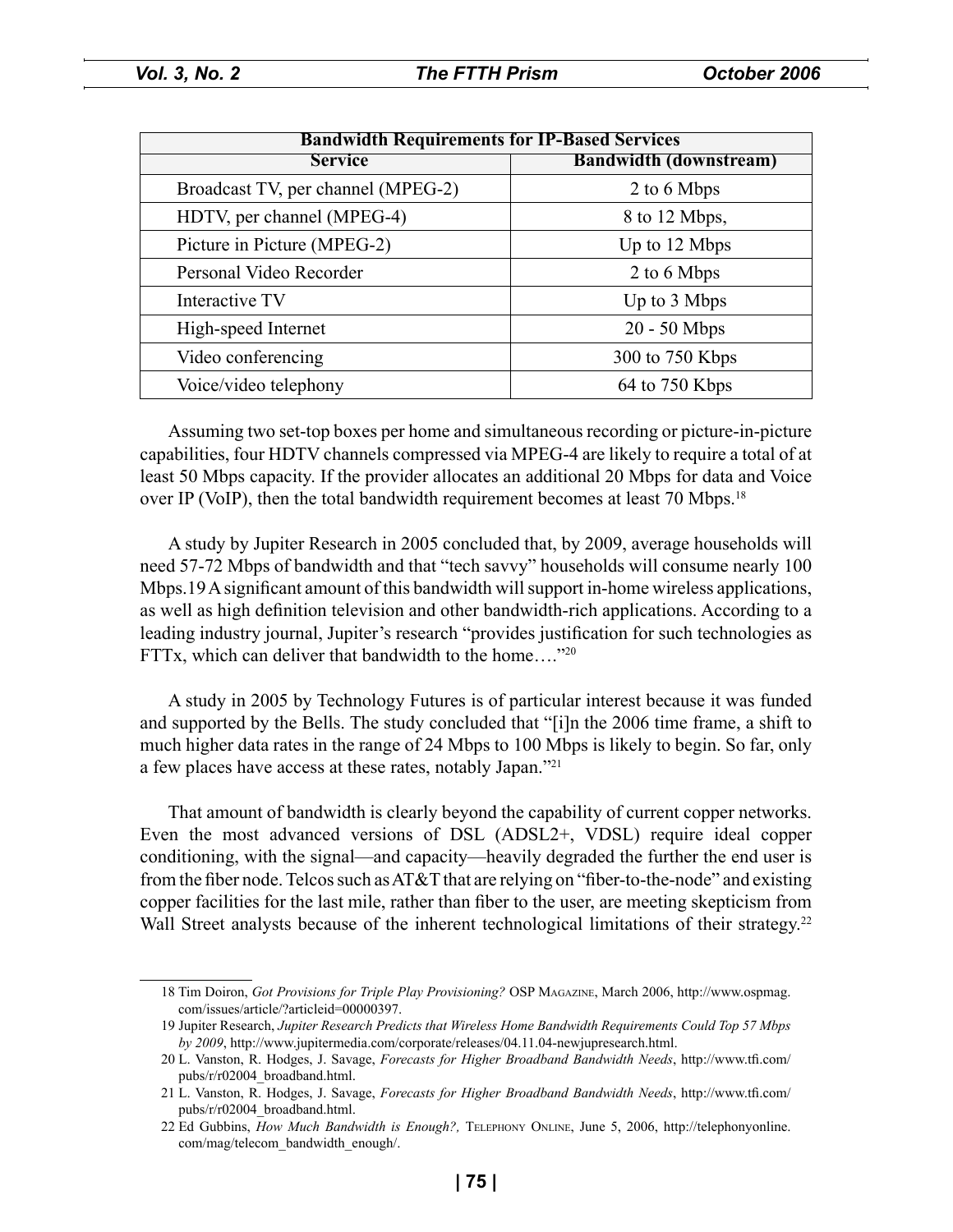| Bandwidth Requirements for IP-Based Services | |
|---|---|
| **Service** | **Bandwidth (downstream)** |
| Broadcast TV, per channel (MPEG-2) | 2 to 6 Mbps |
| HDTV, per channel (MPEG-4) | 8 to 12 Mbps, |
| Picture in Picture (MPEG-2) | Up to 12 Mbps |
| Personal Video Recorder | 2 to 6 Mbps |
| Interactive TV | Up to 3 Mbps |
| High-speed Internet | 20 - 50 Mbps |
| Video conferencing | 300 to 750 Kbps |
| Voice/video telephony | 64 to 750 Kbps |

Assuming two set-top boxes per home and simultaneous recording or picture-in-picture capabilities, four HDTV channels compressed via MPEG-4 are likely to require a total of at least 50 Mbps capacity. If the provider allocates an additional 20 Mbps for data and Voice over IP (VoIP), then the total bandwidth requirement becomes at least 70 Mbps.[18]

A study by Jupiter Research in 2005 concluded that, by 2009, average households will need 57-72 Mbps of bandwidth and that "tech savvy" households will consume nearly 100 Mbps.19 A significant amount of this bandwidth will support in-home wireless applications, as well as high definition television and other bandwidth-rich applications. According to a leading industry journal, Jupiter's research "provides justification for such technologies as FTTx, which can deliver that bandwidth to the home…."[20]

A study in 2005 by Technology Futures is of particular interest because it was funded and supported by the Bells. The study concluded that "[i]n the 2006 time frame, a shift to much higher data rates in the range of 24 Mbps to 100 Mbps is likely to begin. So far, only a few places have access at these rates, notably Japan."[21]

That amount of bandwidth is clearly beyond the capability of current copper networks. Even the most advanced versions of DSL (ADSL2+, VDSL) require ideal copper conditioning, with the signal—and capacity—heavily degraded the further the end user is from the fiber node. Telcos such as AT&T that are relying on "fiber-to-the-node" and existing copper facilities for the last mile, rather than fiber to the user, are meeting skepticism from Wall Street analysts because of the inherent technological limitations of their strategy.[22]

---

18 Tim Doiron, *Got Provisions for Triple Play Provisioning?* OSP Magazine, March 2006, http://www.ospmag.com/issues/article/?articleid=00000397.

19 Jupiter Research, *Jupiter Research Predicts that Wireless Home Bandwidth Requirements Could Top 57 Mbps by 2009*, http://www.jupitermedia.com/corporate/releases/04.11.04-newjupresearch.html.

20 L. Vanston, R. Hodges, J. Savage, *Forecasts for Higher Broadband Bandwidth Needs*, http://www.tfi.com/pubs/r/r02004_broadband.html.

21 L. Vanston, R. Hodges, J. Savage, *Forecasts for Higher Broadband Bandwidth Needs*, http://www.tfi.com/pubs/r/r02004_broadband.html.

22 Ed Gubbins, *How Much Bandwidth is Enough?,* Telephony Online, June 5, 2006, http://telephonyonline.com/mag/telecom_bandwidth_enough/.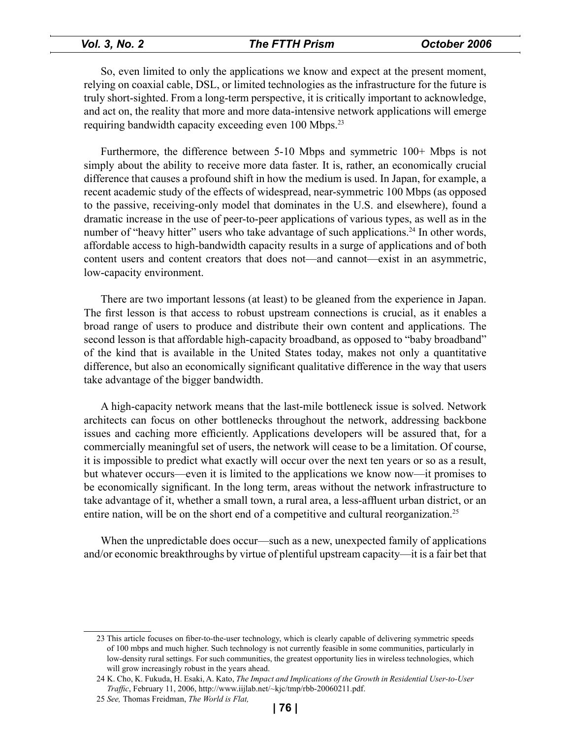So, even limited to only the applications we know and expect at the present moment, relying on coaxial cable, DSL, or limited technologies as the infrastructure for the future is truly short-sighted. From a long-term perspective, it is critically important to acknowledge, and act on, the reality that more and more data-intensive network applications will emerge requiring bandwidth capacity exceeding even 100 Mbps.[23]

Furthermore, the difference between 5-10 Mbps and symmetric 100+ Mbps is not simply about the ability to receive more data faster. It is, rather, an economically crucial difference that causes a profound shift in how the medium is used. In Japan, for example, a recent academic study of the effects of widespread, near-symmetric 100 Mbps (as opposed to the passive, receiving-only model that dominates in the U.S. and elsewhere), found a dramatic increase in the use of peer-to-peer applications of various types, as well as in the number of "heavy hitter" users who take advantage of such applications.[24] In other words, affordable access to high-bandwidth capacity results in a surge of applications and of both content users and content creators that does not—and cannot—exist in an asymmetric, low-capacity environment.

There are two important lessons (at least) to be gleaned from the experience in Japan. The first lesson is that access to robust upstream connections is crucial, as it enables a broad range of users to produce and distribute their own content and applications. The second lesson is that affordable high-capacity broadband, as opposed to "baby broadband" of the kind that is available in the United States today, makes not only a quantitative difference, but also an economically significant qualitative difference in the way that users take advantage of the bigger bandwidth.

A high-capacity network means that the last-mile bottleneck issue is solved. Network architects can focus on other bottlenecks throughout the network, addressing backbone issues and caching more efficiently. Applications developers will be assured that, for a commercially meaningful set of users, the network will cease to be a limitation. Of course, it is impossible to predict what exactly will occur over the next ten years or so as a result, but whatever occurs—even it is limited to the applications we know now—it promises to be economically significant. In the long term, areas without the network infrastructure to take advantage of it, whether a small town, a rural area, a less-affluent urban district, or an entire nation, will be on the short end of a competitive and cultural reorganization.[25]

When the unpredictable does occur—such as a new, unexpected family of applications and/or economic breakthroughs by virtue of plentiful upstream capacity—it is a fair bet that

---

23 This article focuses on fiber-to-the-user technology, which is clearly capable of delivering symmetric speeds of 100 mbps and much higher. Such technology is not currently feasible in some communities, particularly in low-density rural settings. For such communities, the greatest opportunity lies in wireless technologies, which will grow increasingly robust in the years ahead.

24 K. Cho, K. Fukuda, H. Esaki, A. Kato, *The Impact and Implications of the Growth in Residential User-to-User Traffic*, February 11, 2006, http://www.iijlab.net/~kjc/tmp/rbb-20060211.pdf.

25 *See,* Thomas Freidman, *The World is Flat,*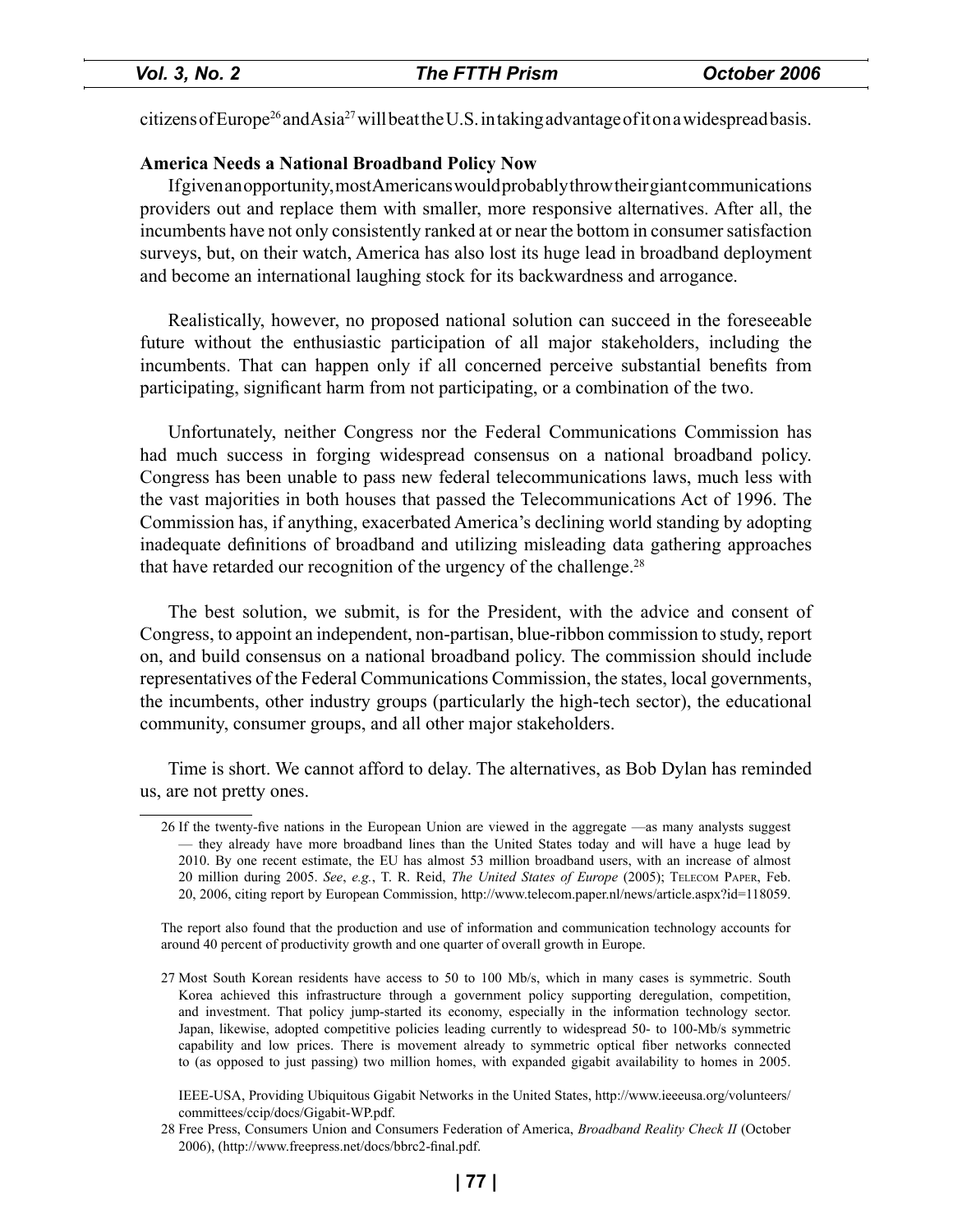citizens of Europe[26] and Asia[27] will beat the U.S. in taking advantage of it on a widespread basis.

**America Needs a National Broadband Policy Now**

If given an opportunity, most Americans would probably throw their giant communications providers out and replace them with smaller, more responsive alternatives. After all, the incumbents have not only consistently ranked at or near the bottom in consumer satisfaction surveys, but, on their watch, America has also lost its huge lead in broadband deployment and become an international laughing stock for its backwardness and arrogance.

Realistically, however, no proposed national solution can succeed in the foreseeable future without the enthusiastic participation of all major stakeholders, including the incumbents. That can happen only if all concerned perceive substantial benefits from participating, significant harm from not participating, or a combination of the two.

Unfortunately, neither Congress nor the Federal Communications Commission has had much success in forging widespread consensus on a national broadband policy. Congress has been unable to pass new federal telecommunications laws, much less with the vast majorities in both houses that passed the Telecommunications Act of 1996. The Commission has, if anything, exacerbated America's declining world standing by adopting inadequate definitions of broadband and utilizing misleading data gathering approaches that have retarded our recognition of the urgency of the challenge.[28]

The best solution, we submit, is for the President, with the advice and consent of Congress, to appoint an independent, non-partisan, blue-ribbon commission to study, report on, and build consensus on a national broadband policy. The commission should include representatives of the Federal Communications Commission, the states, local governments, the incumbents, other industry groups (particularly the high-tech sector), the educational community, consumer groups, and all other major stakeholders.

Time is short. We cannot afford to delay. The alternatives, as Bob Dylan has reminded us, are not pretty ones.

---

26 If the twenty-five nations in the European Union are viewed in the aggregate —as many analysts suggest — they already have more broadband lines than the United States today and will have a huge lead by 2010. By one recent estimate, the EU has almost 53 million broadband users, with an increase of almost 20 million during 2005. *See*, *e.g.*, T. R. Reid, *The United States of Europe* (2005); Telecom Paper, Feb. 20, 2006, citing report by European Commission, http://www.telecom.paper.nl/news/article.aspx?id=118059.

The report also found that the production and use of information and communication technology accounts for around 40 percent of productivity growth and one quarter of overall growth in Europe.

27 Most South Korean residents have access to 50 to 100 Mb/s, which in many cases is symmetric. South Korea achieved this infrastructure through a government policy supporting deregulation, competition, and investment. That policy jump-started its economy, especially in the information technology sector. Japan, likewise, adopted competitive policies leading currently to widespread 50- to 100-Mb/s symmetric capability and low prices. There is movement already to symmetric optical fiber networks connected to (as opposed to just passing) two million homes, with expanded gigabit availability to homes in 2005.

IEEE-USA, Providing Ubiquitous Gigabit Networks in the United States, http://www.ieeeusa.org/volunteers/committees/ccip/docs/Gigabit-WP.pdf.

28 Free Press, Consumers Union and Consumers Federation of America, *Broadband Reality Check II* (October 2006), (http://www.freepress.net/docs/bbrc2-final.pdf.